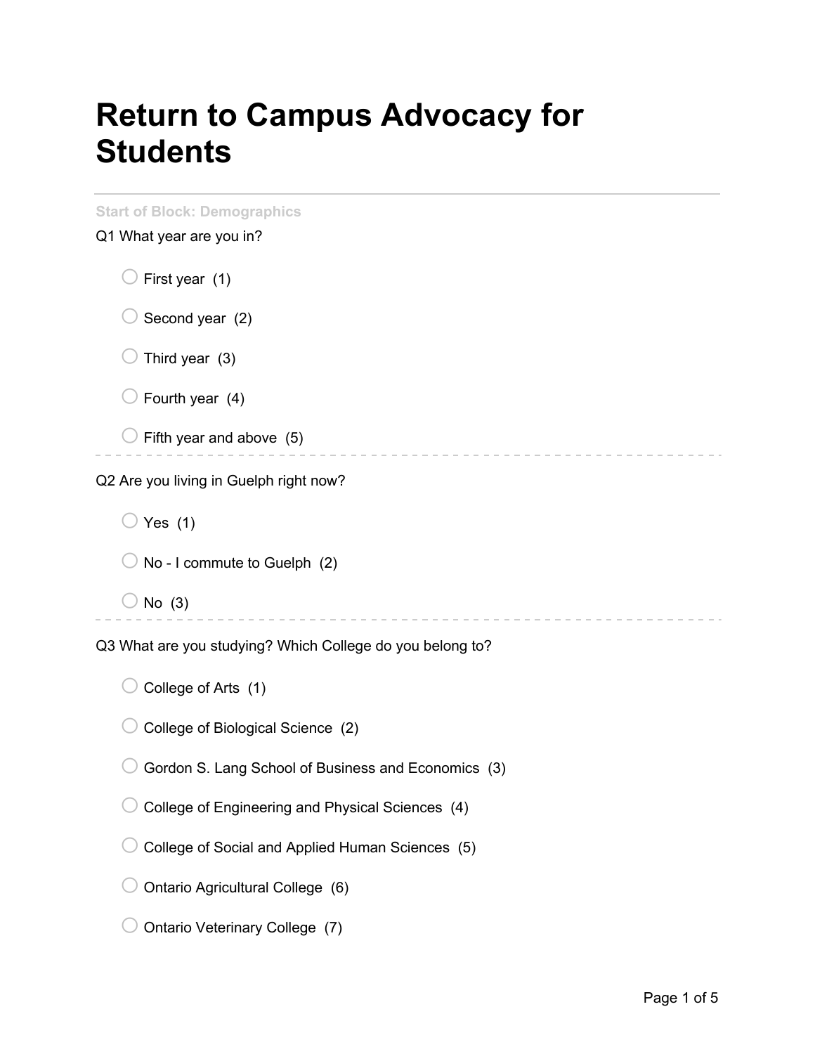# Return to Campus Advocacy for Students

Start of Block: Demographics

Q1 What year are you in?

- First year (1)
- Second year (2)
- Third year (3)
- Fourth year (4)
- Fifth year and above (5)

---

Q2 Are you living in Guelph right now?

- Yes (1)
- No - I commute to Guelph (2)
- No (3)

---

Q3 What are you studying? Which College do you belong to?

- College of Arts (1)
- College of Biological Science (2)
- Gordon S. Lang School of Business and Economics (3)
- College of Engineering and Physical Sciences (4)
- College of Social and Applied Human Sciences (5)
- Ontario Agricultural College (6)
- Ontario Veterinary College (7)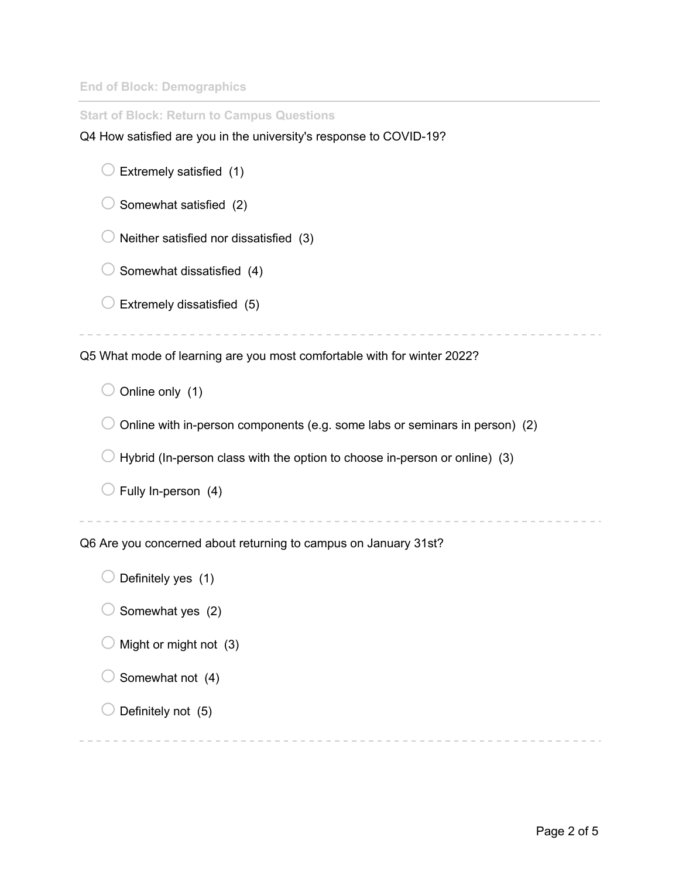End of Block: Demographics

---

Start of Block: Return to Campus Questions

Q4 How satisfied are you in the university's response to COVID-19?

- Extremely satisfied (1)
- Somewhat satisfied (2)
- Neither satisfied nor dissatisfied (3)
- Somewhat dissatisfied (4)
- Extremely dissatisfied (5)

---

Q5 What mode of learning are you most comfortable with for winter 2022?

- Online only (1)
- Online with in-person components (e.g. some labs or seminars in person) (2)
- Hybrid (In-person class with the option to choose in-person or online) (3)
- Fully In-person (4)

---

Q6 Are you concerned about returning to campus on January 31st?

- Definitely yes (1)
- Somewhat yes (2)
- Might or might not (3)
- Somewhat not (4)
- Definitely not (5)

---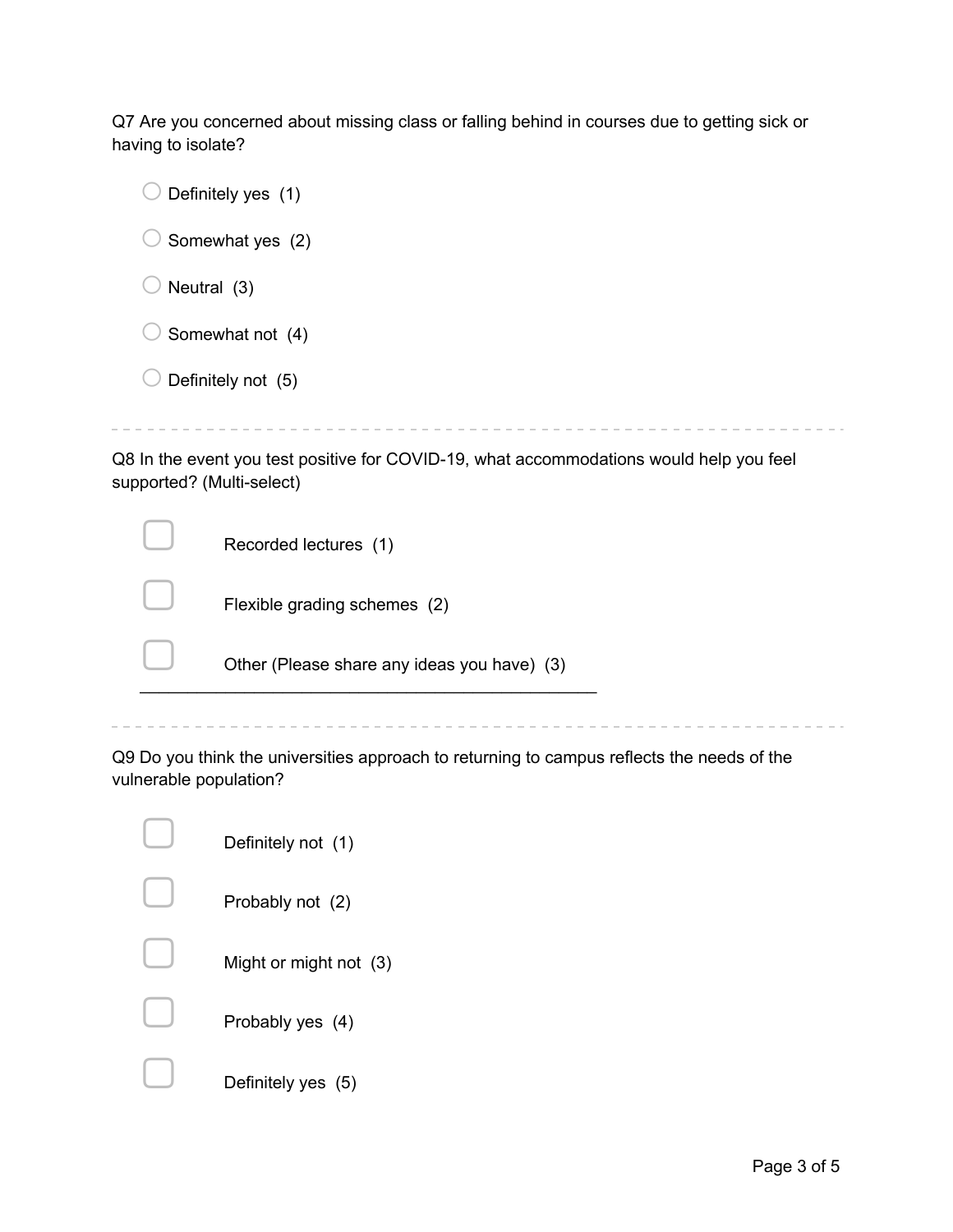Q7 Are you concerned about missing class or falling behind in courses due to getting sick or having to isolate?

- ○ Definitely yes (1)
- ○ Somewhat yes (2)
- ○ Neutral (3)
- ○ Somewhat not (4)
- ○ Definitely not (5)

---

Q8 In the event you test positive for COVID-19, what accommodations would help you feel supported? (Multi-select)

- ☐ Recorded lectures (1)
- ☐ Flexible grading schemes (2)
- ☐ Other (Please share any ideas you have) (3) ________________________________________________

---

Q9 Do you think the universities approach to returning to campus reflects the needs of the vulnerable population?

- ☐ Definitely not (1)
- ☐ Probably not (2)
- ☐ Might or might not (3)
- ☐ Probably yes (4)
- ☐ Definitely yes (5)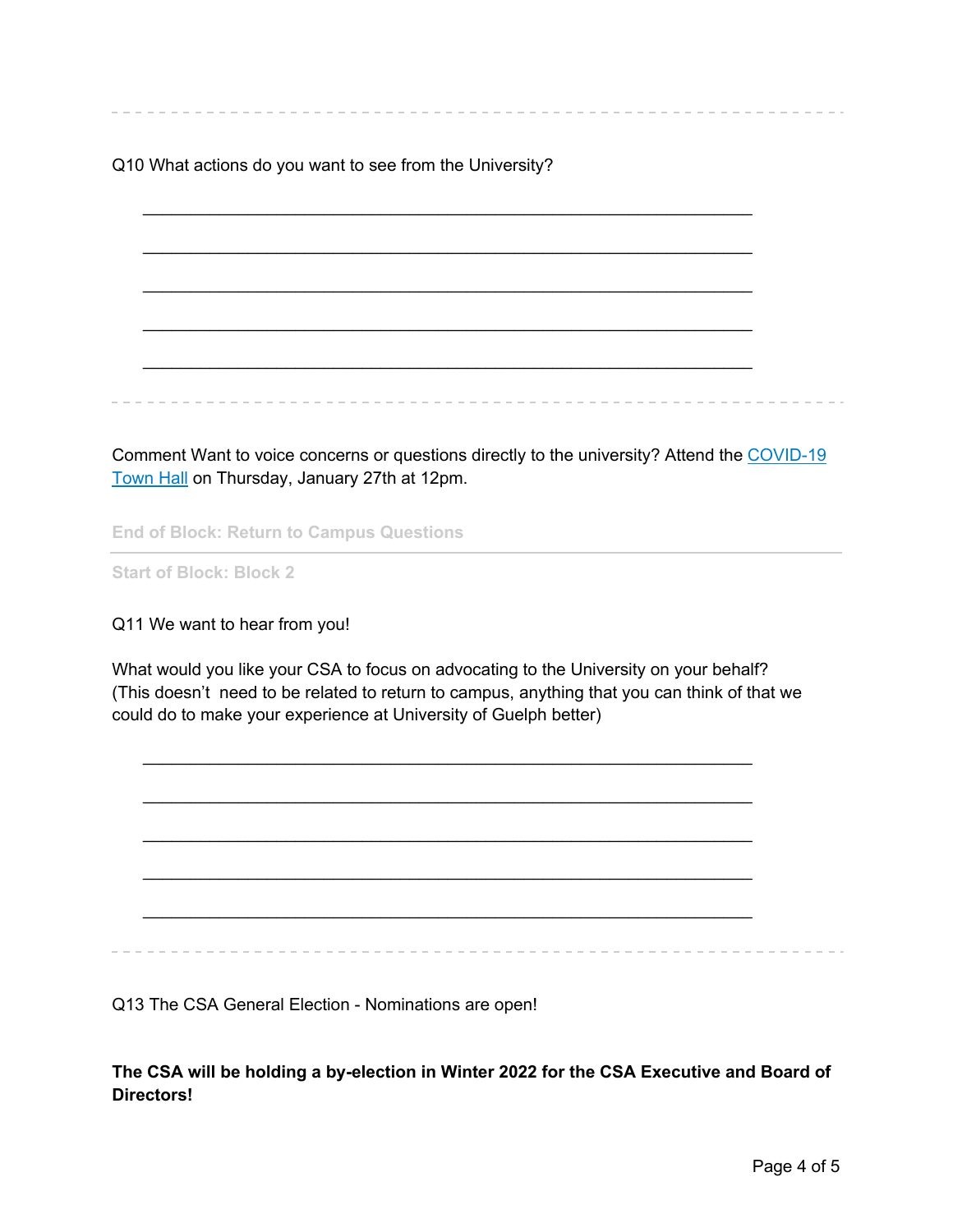Q10 What actions do you want to see from the University?

________________________________________________________________

________________________________________________________________

________________________________________________________________

________________________________________________________________

________________________________________________________________

Comment Want to voice concerns or questions directly to the university? Attend the COVID-19 Town Hall on Thursday, January 27th at 12pm.

End of Block: Return to Campus Questions

Start of Block: Block 2

Q11 We want to hear from you!

What would you like your CSA to focus on advocating to the University on your behalf? (This doesn't  need to be related to return to campus, anything that you can think of that we could do to make your experience at University of Guelph better)

________________________________________________________________

________________________________________________________________

________________________________________________________________

________________________________________________________________

________________________________________________________________

Q13 The CSA General Election - Nominations are open!

**The CSA will be holding a by-election in Winter 2022 for the CSA Executive and Board of Directors!**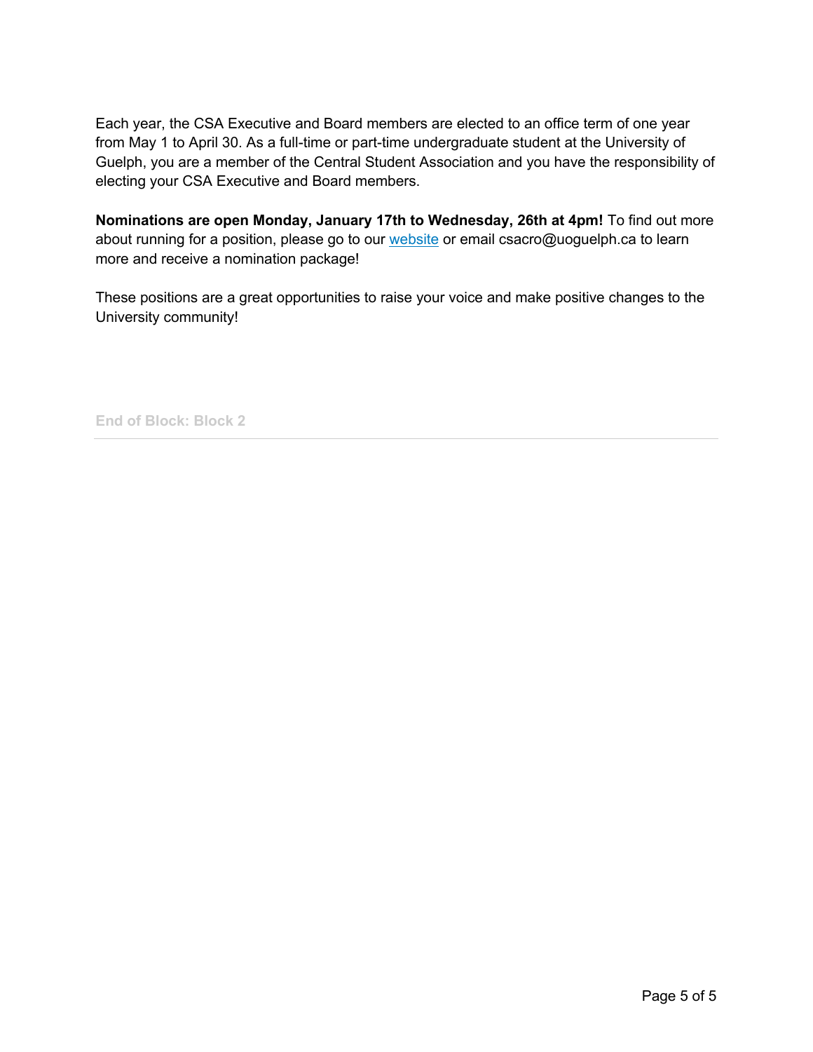Each year, the CSA Executive and Board members are elected to an office term of one year from May 1 to April 30. As a full-time or part-time undergraduate student at the University of Guelph, you are a member of the Central Student Association and you have the responsibility of electing your CSA Executive and Board members.

**Nominations are open Monday, January 17th to Wednesday, 26th at 4pm!** To find out more about running for a position, please go to our website or email csacro@uoguelph.ca to learn more and receive a nomination package!

These positions are a great opportunities to raise your voice and make positive changes to the University community!

End of Block: Block 2

---